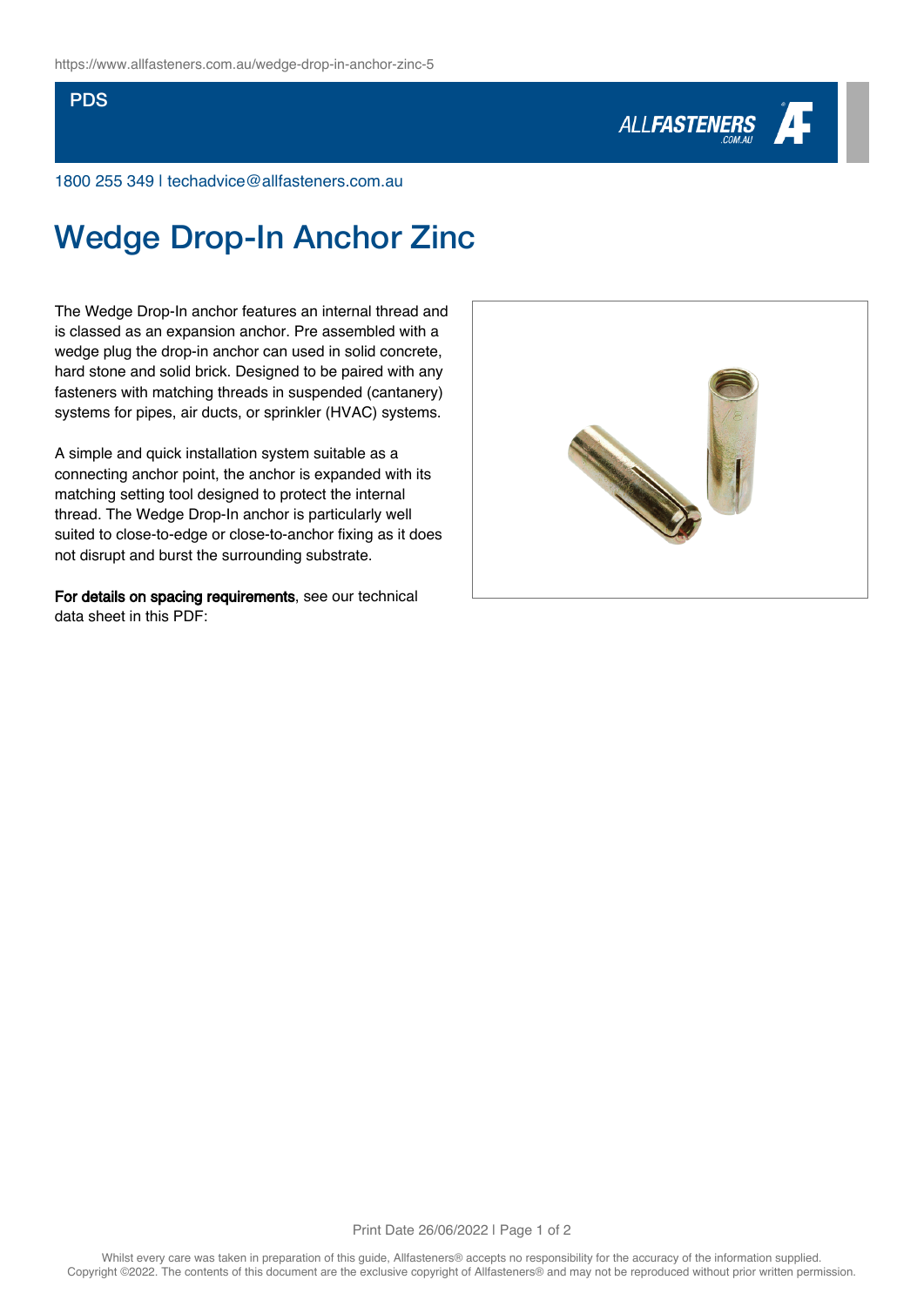https://www.allfasteners.com.au/wedge-drop-in-anchor-zinc-5

PDS

1800 255 349 | techadvice@allfasteners.com.au

# Wedge Drop-In Anchor Zinc

The Wedge Drop-In anchor features an internal thread and is classed as an expansion anchor. Pre assembled with a wedge plug the drop-in anchor can used in solid concrete, hard stone and solid brick. Designed to be paired with any fasteners with matching threads in suspended (cantanery) systems for pipes, air ducts, or sprinkler (HVAC) systems.

A simple and quick installation system suitable as a connecting anchor point, the anchor is expanded with its matching setting tool designed to protect the internal thread. The Wedge Drop-In anchor is particularly well suited to close-to-edge or close-to-anchor fixing as it does not disrupt and burst the surrounding substrate.

**For details on spacing requirements**, see our technical data sheet in this PDF:

Whilst every care was taken in preparation of this guide, Allfasteners® accepts no responsibility for the accuracy of the information supplied.
Copyright ©2022. The contents of this document are the exclusive copyright of Allfasteners® and may not be reproduced without prior written permission.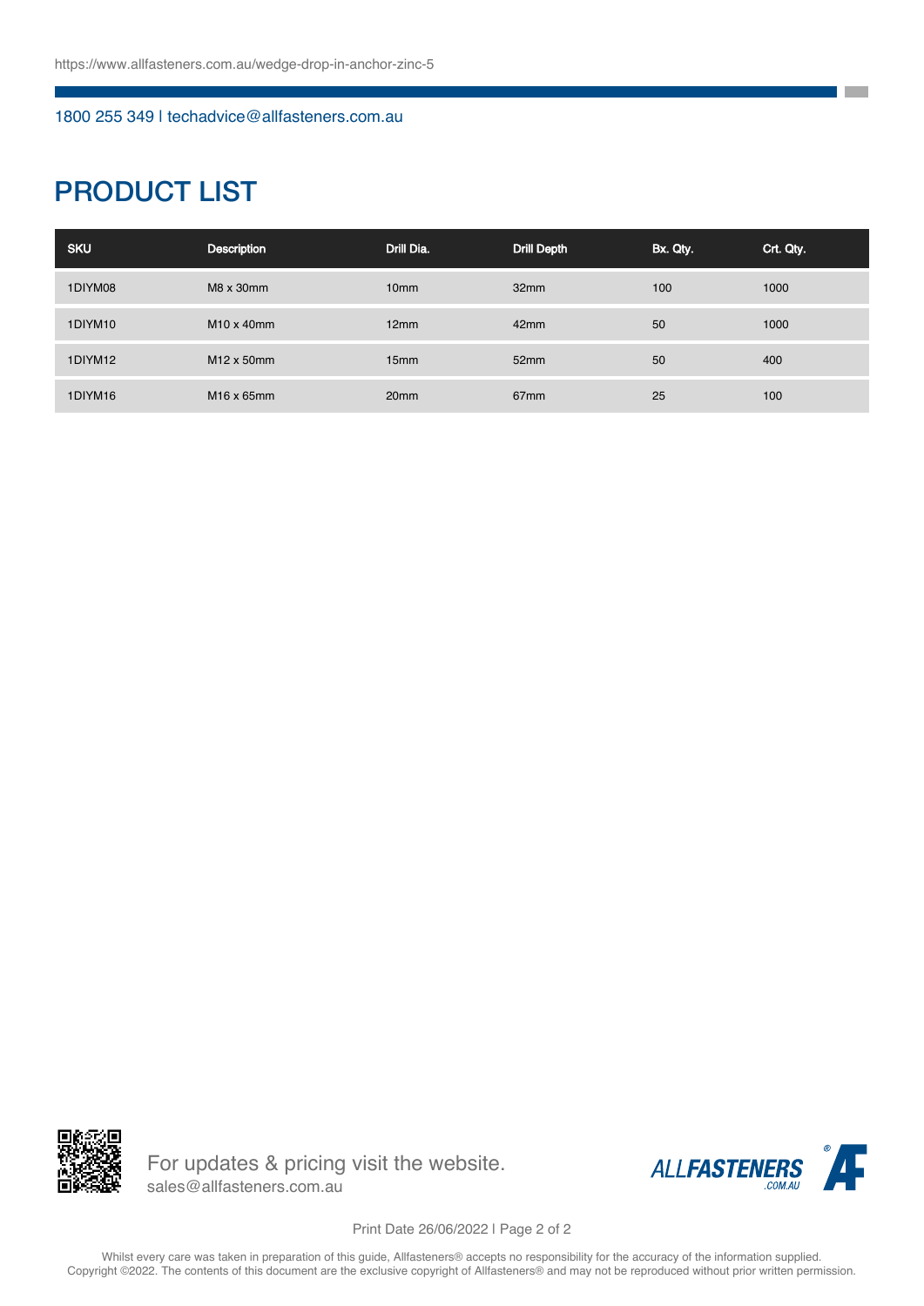https://www.allfasteners.com.au/wedge-drop-in-anchor-zinc-5

1800 255 349 | techadvice@allfasteners.com.au

# PRODUCT LIST

| SKU | Description | Drill Dia. | Drill Depth | Bx. Qty. | Crt. Qty. |
|---|---|---|---|---|---|
| 1DIYM08 | M8 x 30mm | 10mm | 32mm | 100 | 1000 |
| 1DIYM10 | M10 x 40mm | 12mm | 42mm | 50 | 1000 |
| 1DIYM12 | M12 x 50mm | 15mm | 52mm | 50 | 400 |
| 1DIYM16 | M16 x 65mm | 20mm | 67mm | 25 | 100 |

For updates & pricing visit the website.
sales@allfasteners.com.au

Print Date 26/06/2022

Whilst every care was taken in preparation of this guide, Allfasteners® accepts no responsibility for the accuracy of the information supplied.
Copyright ©2022. The contents of this document are the exclusive copyright of Allfasteners® and may not be reproduced without prior written permission.